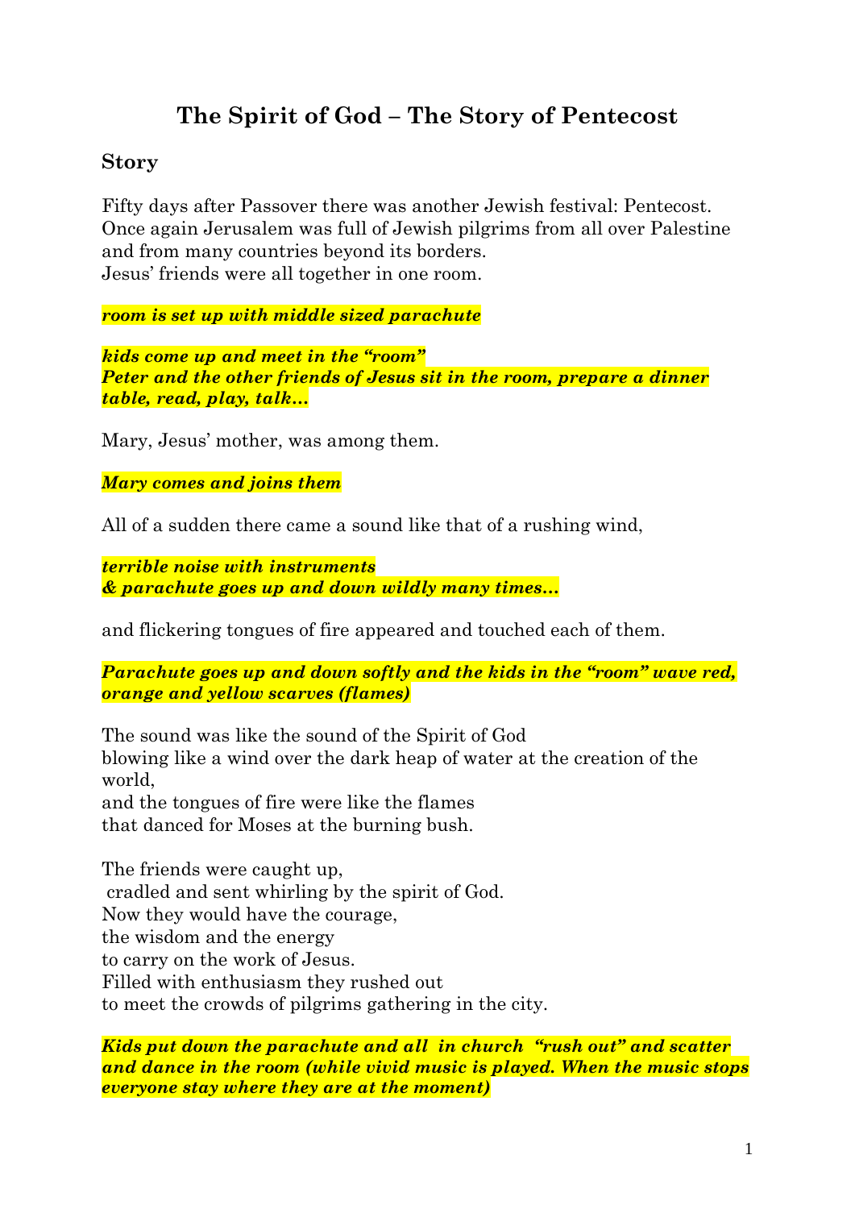# The Spirit of God – The Story of Pentecost

## Story

Fifty days after Passover there was another Jewish festival: Pentecost. Once again Jerusalem was full of Jewish pilgrims from all over Palestine and from many countries beyond its borders.
Jesus' friends were all together in one room.

***room is set up with middle sized parachute***

***kids come up and meet in the "room"***
***Peter and the other friends of Jesus sit in the room, prepare a dinner table, read, play, talk...***

Mary, Jesus' mother, was among them.

***Mary comes and joins them***

All of a sudden there came a sound like that of a rushing wind,

***terrible noise with instruments***
***& parachute goes up and down wildly many times...***

and flickering tongues of fire appeared and touched each of them.

***Parachute goes up and down softly and the kids in the "room" wave red, orange and yellow scarves (flames)***

The sound was like the sound of the Spirit of God
blowing like a wind over the dark heap of water at the creation of the world,
and the tongues of fire were like the flames
that danced for Moses at the burning bush.

The friends were caught up,
cradled and sent whirling by the spirit of God.
Now they would have the courage,
the wisdom and the energy
to carry on the work of Jesus.
Filled with enthusiasm they rushed out
to meet the crowds of pilgrims gathering in the city.

***Kids put down the parachute and all in church "rush out" and scatter and dance in the room (while vivid music is played. When the music stops everyone stay where they are at the moment)***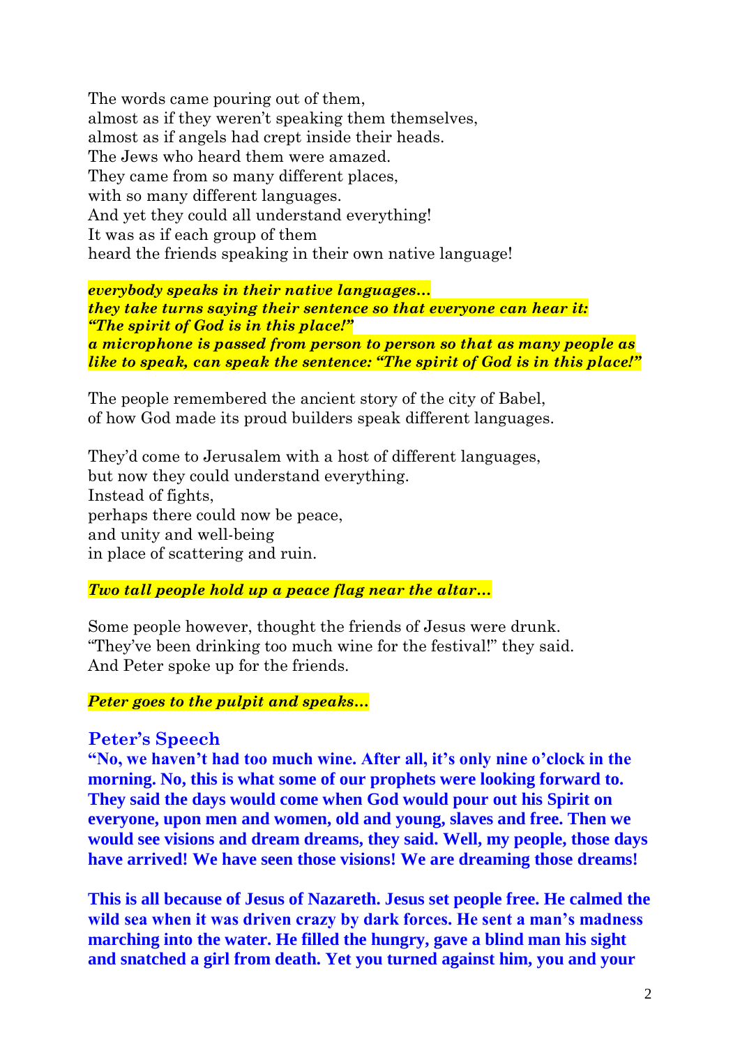The words came pouring out of them,
almost as if they weren't speaking them themselves,
almost as if angels had crept inside their heads.
The Jews who heard them were amazed.
They came from so many different places,
with so many different languages.
And yet they could all understand everything!
It was as if each group of them
heard the friends speaking in their own native language!

***everybody speaks in their native languages…***
***they take turns saying their sentence so that everyone can hear it:***
***"The spirit of God is in this place!"***
***a microphone is passed from person to person so that as many people as like to speak, can speak the sentence: "The spirit of God is in this place!"***

The people remembered the ancient story of the city of Babel,
of how God made its proud builders speak different languages.

They'd come to Jerusalem with a host of different languages,
but now they could understand everything.
Instead of fights,
perhaps there could now be peace,
and unity and well-being
in place of scattering and ruin.

***Two tall people hold up a peace flag near the altar…***

Some people however, thought the friends of Jesus were drunk.
"They've been drinking too much wine for the festival!" they said.
And Peter spoke up for the friends.

***Peter goes to the pulpit and speaks…***

## Peter's Speech

**"No, we haven't had too much wine. After all, it's only nine o'clock in the morning. No, this is what some of our prophets were looking forward to. They said the days would come when God would pour out his Spirit on everyone, upon men and women, old and young, slaves and free. Then we would see visions and dream dreams, they said. Well, my people, those days have arrived! We have seen those visions! We are dreaming those dreams!**

**This is all because of Jesus of Nazareth. Jesus set people free. He calmed the wild sea when it was driven crazy by dark forces. He sent a man's madness marching into the water. He filled the hungry, gave a blind man his sight and snatched a girl from death. Yet you turned against him, you and your**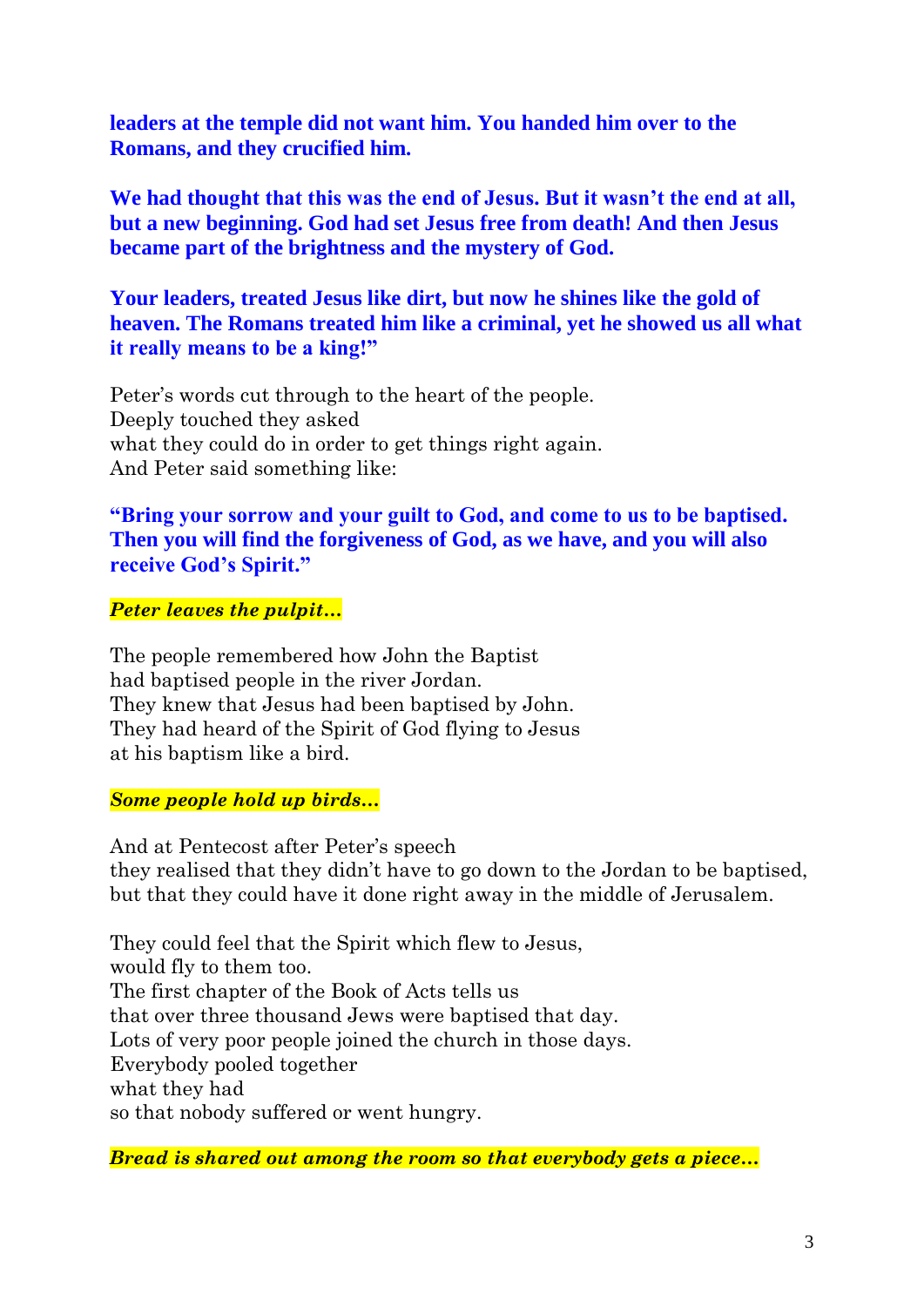**leaders at the temple did not want him. You handed him over to the Romans, and they crucified him.**

**We had thought that this was the end of Jesus. But it wasn't the end at all, but a new beginning. God had set Jesus free from death! And then Jesus became part of the brightness and the mystery of God.**

**Your leaders, treated Jesus like dirt, but now he shines like the gold of heaven. The Romans treated him like a criminal, yet he showed us all what it really means to be a king!"**

Peter's words cut through to the heart of the people.
Deeply touched they asked
what they could do in order to get things right again.
And Peter said something like:

**"Bring your sorrow and your guilt to God, and come to us to be baptised. Then you will find the forgiveness of God, as we have, and you will also receive God's Spirit."**

***Peter leaves the pulpit…***

The people remembered how John the Baptist
had baptised people in the river Jordan.
They knew that Jesus had been baptised by John.
They had heard of the Spirit of God flying to Jesus
at his baptism like a bird.

***Some people hold up birds…***

And at Pentecost after Peter's speech
they realised that they didn't have to go down to the Jordan to be baptised,
but that they could have it done right away in the middle of Jerusalem.

They could feel that the Spirit which flew to Jesus,
would fly to them too.
The first chapter of the Book of Acts tells us
that over three thousand Jews were baptised that day.
Lots of very poor people joined the church in those days.
Everybody pooled together
what they had
so that nobody suffered or went hungry.

***Bread is shared out among the room so that everybody gets a piece…***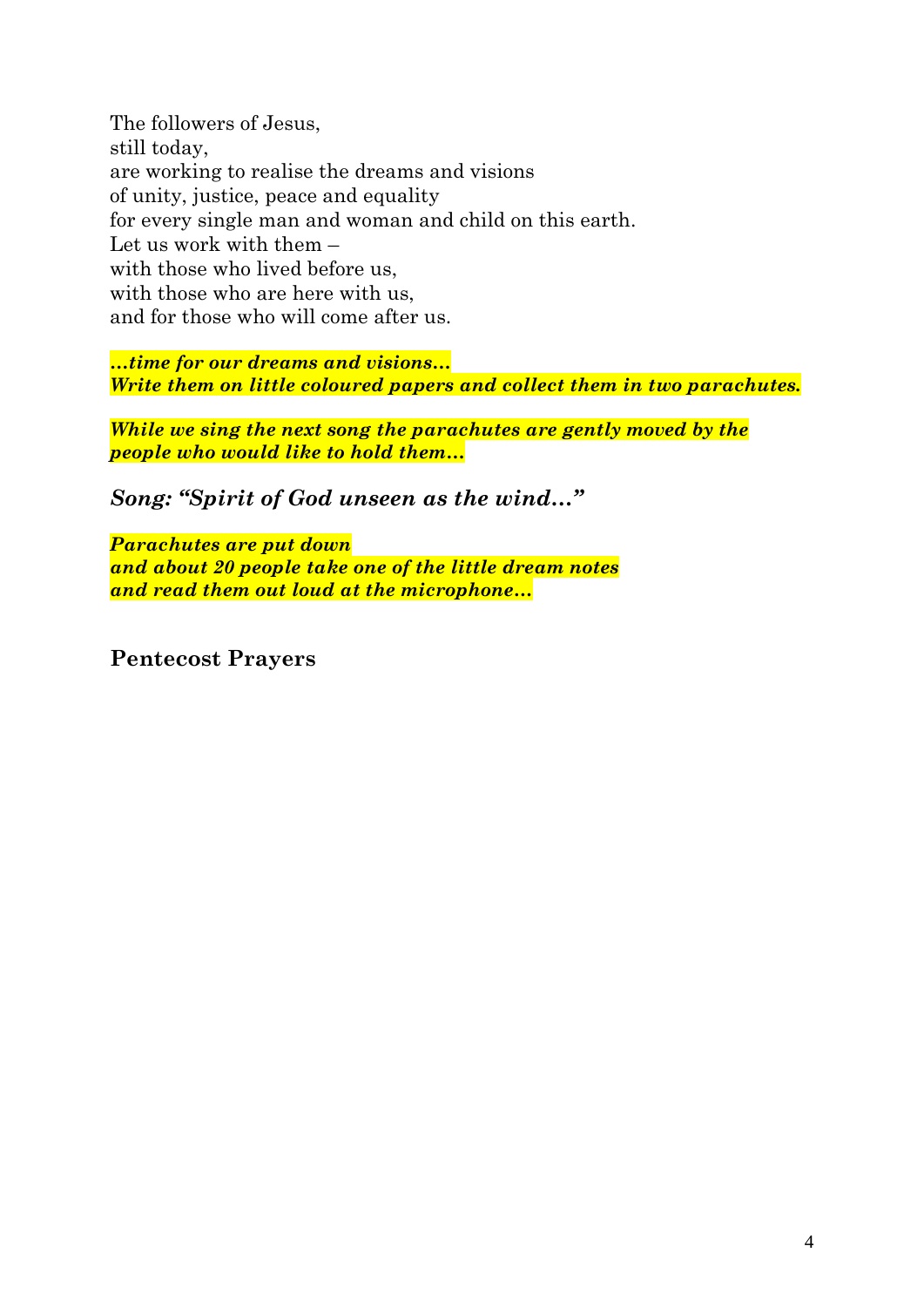The followers of Jesus,
still today,
are working to realise the dreams and visions
of unity, justice, peace and equality
for every single man and woman and child on this earth.
Let us work with them –
with those who lived before us,
with those who are here with us,
and for those who will come after us.

***…time for our dreams and visions…***
***Write them on little coloured papers and collect them in two parachutes.***

***While we sing the next song the parachutes are gently moved by the people who would like to hold them…***

### *Song: "Spirit of God unseen as the wind…"*

***Parachutes are put down***
***and about 20 people take one of the little dream notes***
***and read them out loud at the microphone…***

## Pentecost Prayers